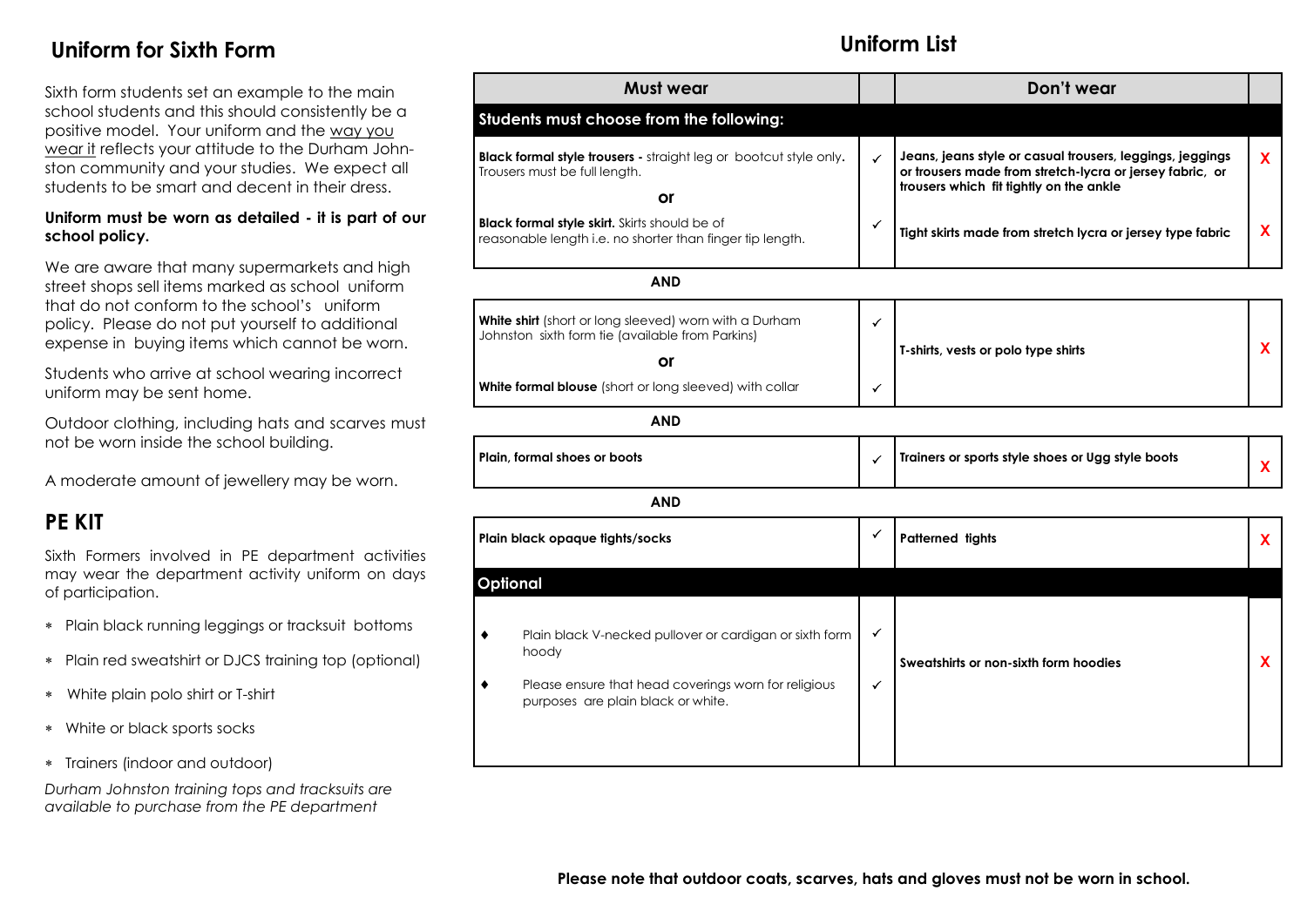# Uniform for Sixth Form

Sixth form students set an example to the main school students and this should consistently be a positive model. Your uniform and the way you wear it reflects your attitude to the Durham Johnston community and your studies. We expect all students to be smart and decent in their dress.

**Uniform must be worn as detailed - it is part of our school policy.**

We are aware that many supermarkets and high street shops sell items marked as school uniform that do not conform to the school's uniform policy. Please do not put yourself to additional expense in buying items which cannot be worn.

Students who arrive at school wearing incorrect uniform may be sent home.

Outdoor clothing, including hats and scarves must not be worn inside the school building.

A moderate amount of jewellery may be worn.

## PE KIT

Sixth Formers involved in PE department activities may wear the department activity uniform on days of participation.

* Plain black running leggings or tracksuit bottoms
* Plain red sweatshirt or DJCS training top (optional)
* White plain polo shirt or T-shirt
* White or black sports socks
* Trainers (indoor and outdoor)

*Durham Johnston training tops and tracksuits are available to purchase from the PE department*

# Uniform List

| Must wear | | Don't wear | |
|---|---|---|---|
| **Students must choose from the following:** | | | |
| **Black formal style trousers -** straight leg or bootcut style only. Trousers must be full length. | ✓ | **Jeans, jeans style or casual trousers, leggings, jeggings or trousers made from stretch-lycra or jersey fabric, or trousers which fit tightly on the ankle** | X |
| **or** | | | |
| **Black formal style skirt.** Skirts should be of reasonable length i.e. no shorter than finger tip length. | ✓ | **Tight skirts made from stretch lycra or jersey type fabric** | X |
| **AND** | | | |
| **White shirt** (short or long sleeved) worn with a Durham Johnston sixth form tie (available from Parkins) | ✓ | **T-shirts, vests or polo type shirts** | X |
| **or** | | | |
| **White formal blouse** (short or long sleeved) with collar | ✓ | | |
| **AND** | | | |
| **Plain, formal shoes or boots** | ✓ | **Trainers or sports style shoes or Ugg style boots** | X |
| **AND** | | | |
| **Plain black opaque tights/socks** | ✓ | **Patterned tights** | X |
| **Optional** | | | |
| ♦ Plain black V-necked pullover or cardigan or sixth form hoody | ✓ | **Sweatshirts or non-sixth form hoodies** | X |
| ♦ Please ensure that head coverings worn for religious purposes are plain black or white. | ✓ | | |

**Please note that outdoor coats, scarves, hats and gloves must not be worn in school.**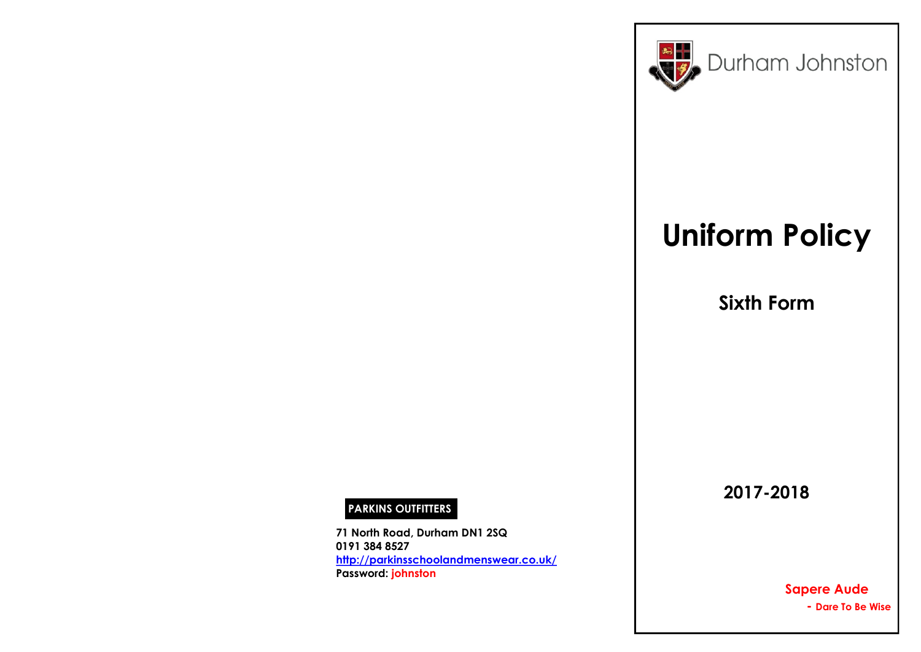**PARKINS OUTFITTERS**

**71 North Road, Durham DN1 2SQ**
**0191 384 8527**
**[http://parkinsschoolandmenswear.co.uk/](http://parkinsschoolandmenswear.co.uk/)**
**Password: johnston**

Durham Johnston

# Uniform Policy

## Sixth Form

## 2017-2018

**Sapere Aude**
**- Dare To Be Wise**